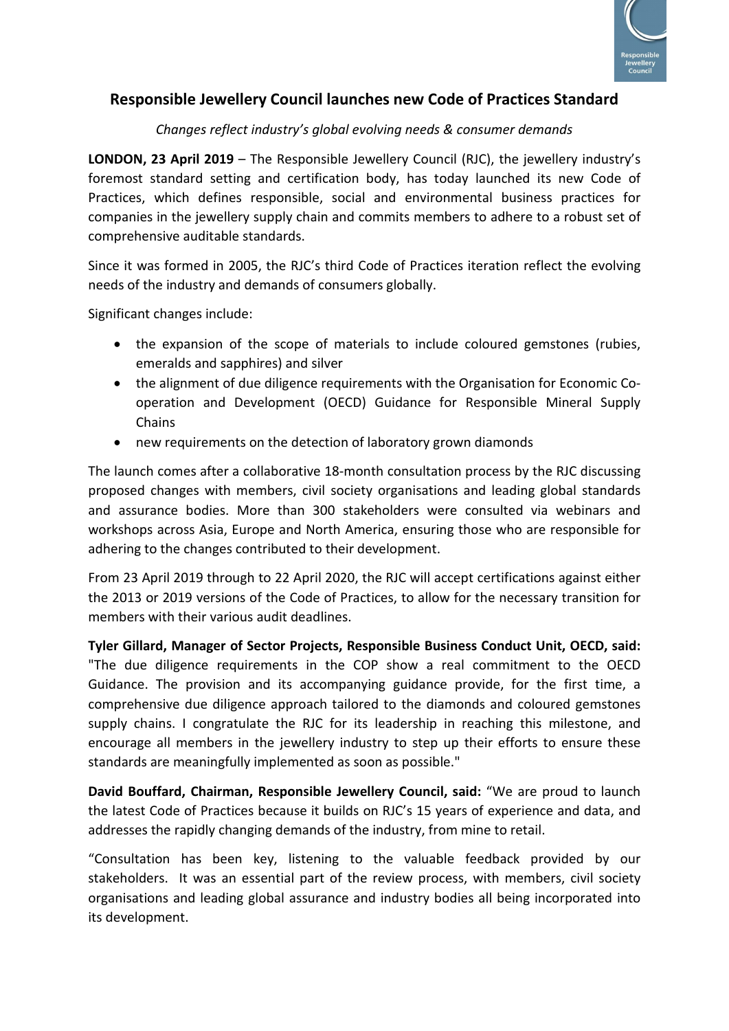# Responsible Jewellery Council launches new Code of Practices Standard

*Changes reflect industry's global evolving needs & consumer demands*

**LONDON, 23 April 2019** – The Responsible Jewellery Council (RJC), the jewellery industry's foremost standard setting and certification body, has today launched its new Code of Practices, which defines responsible, social and environmental business practices for companies in the jewellery supply chain and commits members to adhere to a robust set of comprehensive auditable standards.

Since it was formed in 2005, the RJC's third Code of Practices iteration reflect the evolving needs of the industry and demands of consumers globally.

Significant changes include:

- the expansion of the scope of materials to include coloured gemstones (rubies, emeralds and sapphires) and silver
- the alignment of due diligence requirements with the Organisation for Economic Co-operation and Development (OECD) Guidance for Responsible Mineral Supply Chains
- new requirements on the detection of laboratory grown diamonds

The launch comes after a collaborative 18-month consultation process by the RJC discussing proposed changes with members, civil society organisations and leading global standards and assurance bodies. More than 300 stakeholders were consulted via webinars and workshops across Asia, Europe and North America, ensuring those who are responsible for adhering to the changes contributed to their development.

From 23 April 2019 through to 22 April 2020, the RJC will accept certifications against either the 2013 or 2019 versions of the Code of Practices, to allow for the necessary transition for members with their various audit deadlines.

**Tyler Gillard, Manager of Sector Projects, Responsible Business Conduct Unit, OECD, said:** "The due diligence requirements in the COP show a real commitment to the OECD Guidance. The provision and its accompanying guidance provide, for the first time, a comprehensive due diligence approach tailored to the diamonds and coloured gemstones supply chains. I congratulate the RJC for its leadership in reaching this milestone, and encourage all members in the jewellery industry to step up their efforts to ensure these standards are meaningfully implemented as soon as possible."

**David Bouffard, Chairman, Responsible Jewellery Council, said:** "We are proud to launch the latest Code of Practices because it builds on RJC's 15 years of experience and data, and addresses the rapidly changing demands of the industry, from mine to retail.

"Consultation has been key, listening to the valuable feedback provided by our stakeholders. It was an essential part of the review process, with members, civil society organisations and leading global assurance and industry bodies all being incorporated into its development.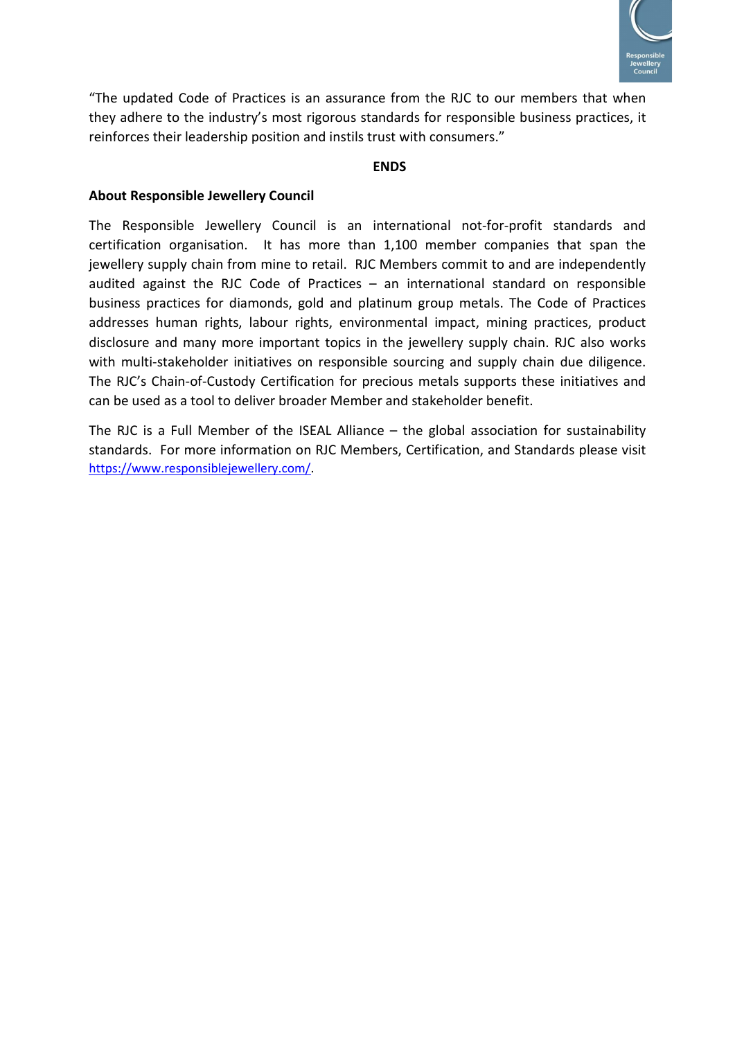"The updated Code of Practices is an assurance from the RJC to our members that when they adhere to the industry's most rigorous standards for responsible business practices, it reinforces their leadership position and instils trust with consumers."

**ENDS**

**About Responsible Jewellery Council**

The Responsible Jewellery Council is an international not-for-profit standards and certification organisation. It has more than 1,100 member companies that span the jewellery supply chain from mine to retail. RJC Members commit to and are independently audited against the RJC Code of Practices – an international standard on responsible business practices for diamonds, gold and platinum group metals. The Code of Practices addresses human rights, labour rights, environmental impact, mining practices, product disclosure and many more important topics in the jewellery supply chain. RJC also works with multi-stakeholder initiatives on responsible sourcing and supply chain due diligence. The RJC's Chain-of-Custody Certification for precious metals supports these initiatives and can be used as a tool to deliver broader Member and stakeholder benefit.

The RJC is a Full Member of the ISEAL Alliance – the global association for sustainability standards. For more information on RJC Members, Certification, and Standards please visit https://www.responsiblejewellery.com/.